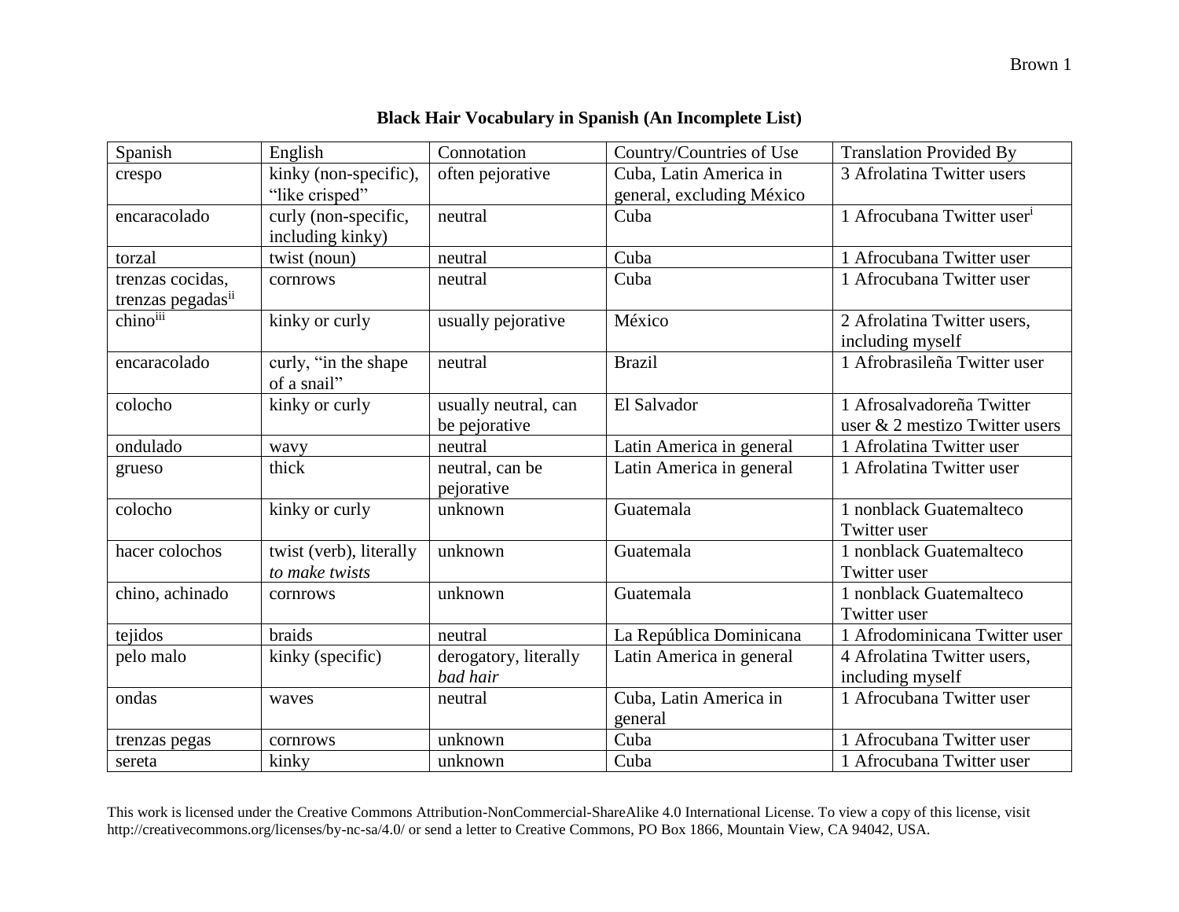**Black Hair Vocabulary in Spanish (An Incomplete List)**

| Spanish | English | Connotation | Country/Countries of Use | Translation Provided By |
|---|---|---|---|---|
| crespo | kinky (non-specific), "like crisped" | often pejorative | Cuba, Latin America in general, excluding México | 3 Afrolatina Twitter users |
| encaracolado | curly (non-specific, including kinky) | neutral | Cuba | 1 Afrocubana Twitter user[i] |
| torzal | twist (noun) | neutral | Cuba | 1 Afrocubana Twitter user |
| trenzas cocidas, trenzas pegadas[ii] | cornrows | neutral | Cuba | 1 Afrocubana Twitter user |
| chino[iii] | kinky or curly | usually pejorative | México | 2 Afrolatina Twitter users, including myself |
| encaracolado | curly, "in the shape of a snail" | neutral | Brazil | 1 Afrobrasileña Twitter user |
| colocho | kinky or curly | usually neutral, can be pejorative | El Salvador | 1 Afrosalvadoreña Twitter user & 2 mestizo Twitter users |
| ondulado | wavy | neutral | Latin America in general | 1 Afrolatina Twitter user |
| grueso | thick | neutral, can be pejorative | Latin America in general | 1 Afrolatina Twitter user |
| colocho | kinky or curly | unknown | Guatemala | 1 nonblack Guatemalteco Twitter user |
| hacer colochos | twist (verb), literally *to make twists* | unknown | Guatemala | 1 nonblack Guatemalteco Twitter user |
| chino, achinado | cornrows | unknown | Guatemala | 1 nonblack Guatemalteco Twitter user |
| tejidos | braids | neutral | La República Dominicana | 1 Afrodominicana Twitter user |
| pelo malo | kinky (specific) | derogatory, literally *bad hair* | Latin America in general | 4 Afrolatina Twitter users, including myself |
| ondas | waves | neutral | Cuba, Latin America in general | 1 Afrocubana Twitter user |
| trenzas pegas | cornrows | unknown | Cuba | 1 Afrocubana Twitter user |
| sereta | kinky | unknown | Cuba | 1 Afrocubana Twitter user |

This work is licensed under the Creative Commons Attribution-NonCommercial-ShareAlike 4.0 International License. To view a copy of this license, visit http://creativecommons.org/licenses/by-nc-sa/4.0/ or send a letter to Creative Commons, PO Box 1866, Mountain View, CA 94042, USA.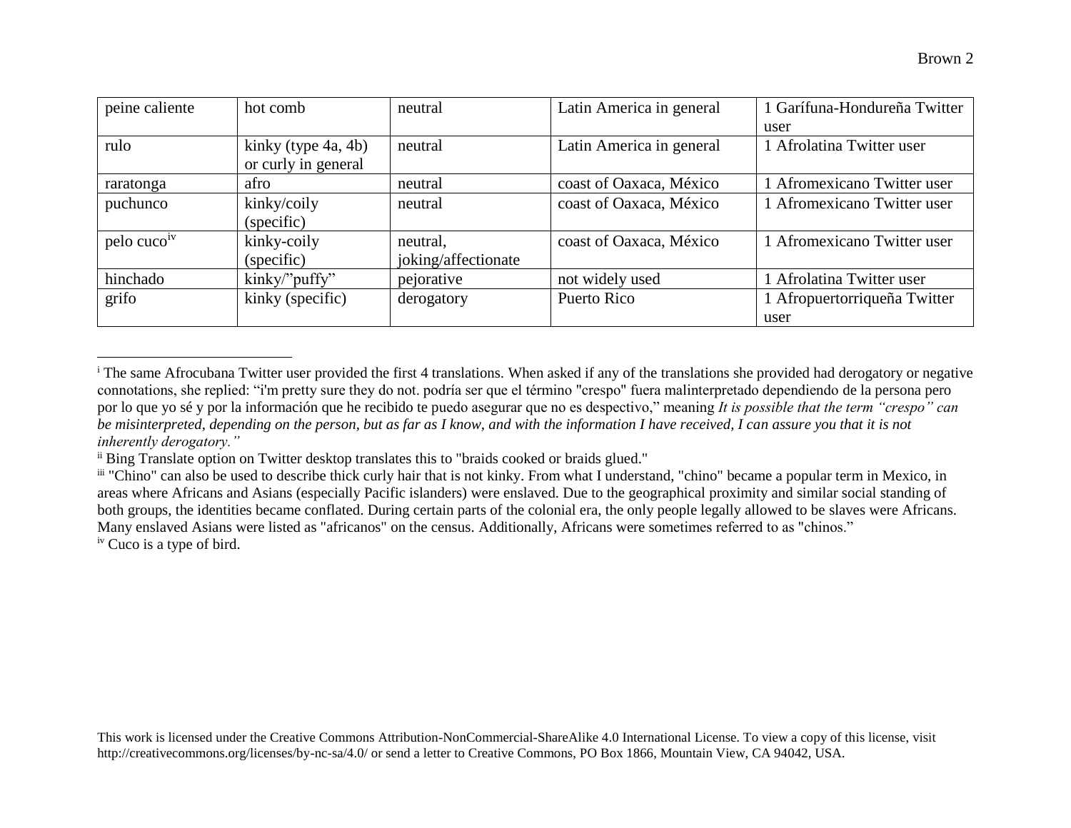| peine caliente | hot comb | neutral | Latin America in general | 1 Garífuna-Hondureña Twitter user |
|---|---|---|---|---|
| rulo | kinky (type 4a, 4b) or curly in general | neutral | Latin America in general | 1 Afrolatina Twitter user |
| raratonga | afro | neutral | coast of Oaxaca, México | 1 Afromexicano Twitter user |
| puchunco | kinky/coily (specific) | neutral | coast of Oaxaca, México | 1 Afromexicano Twitter user |
| pelo cuco[iv] | kinky-coily (specific) | neutral, joking/affectionate | coast of Oaxaca, México | 1 Afromexicano Twitter user |
| hinchado | kinky/"puffy" | pejorative | not widely used | 1 Afrolatina Twitter user |
| grifo | kinky (specific) | derogatory | Puerto Rico | 1 Afropuertorriqueña Twitter user |

---

[i] The same Afrocubana Twitter user provided the first 4 translations. When asked if any of the translations she provided had derogatory or negative connotations, she replied: "i'm pretty sure they do not. podría ser que el término "crespo" fuera malinterpretado dependiendo de la persona pero por lo que yo sé y por la información que he recibido te puedo asegurar que no es despectivo," meaning *It is possible that the term "crespo" can be misinterpreted, depending on the person, but as far as I know, and with the information I have received, I can assure you that it is not inherently derogatory."*

[ii] Bing Translate option on Twitter desktop translates this to "braids cooked or braids glued."

[iii] "Chino" can also be used to describe thick curly hair that is not kinky. From what I understand, "chino" became a popular term in Mexico, in areas where Africans and Asians (especially Pacific islanders) were enslaved. Due to the geographical proximity and similar social standing of both groups, the identities became conflated. During certain parts of the colonial era, the only people legally allowed to be slaves were Africans. Many enslaved Asians were listed as "africanos" on the census. Additionally, Africans were sometimes referred to as "chinos."

[iv] Cuco is a type of bird.

This work is licensed under the Creative Commons Attribution-NonCommercial-ShareAlike 4.0 International License. To view a copy of this license, visit http://creativecommons.org/licenses/by-nc-sa/4.0/ or send a letter to Creative Commons, PO Box 1866, Mountain View, CA 94042, USA.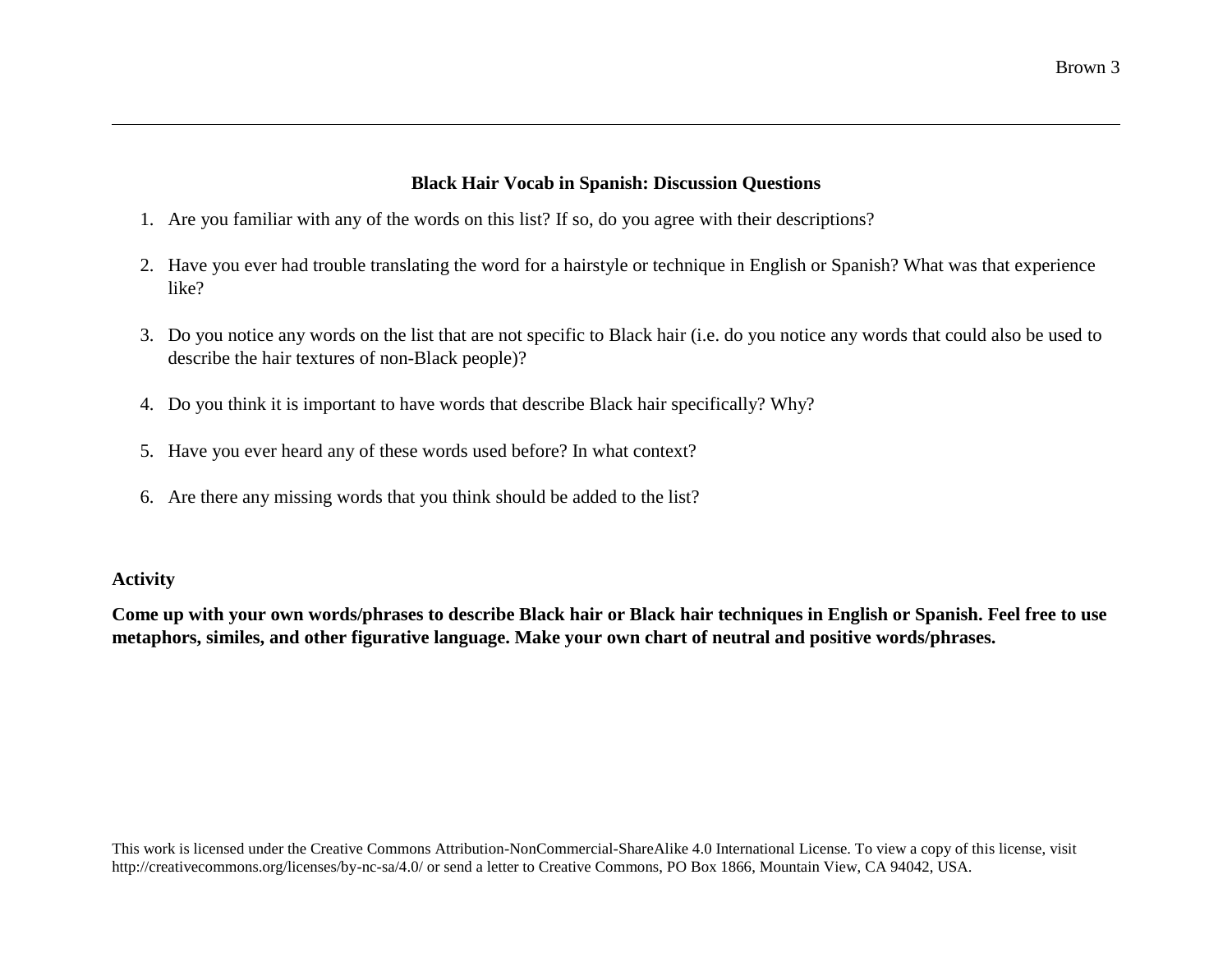## Black Hair Vocab in Spanish: Discussion Questions

1. Are you familiar with any of the words on this list? If so, do you agree with their descriptions?

2. Have you ever had trouble translating the word for a hairstyle or technique in English or Spanish? What was that experience like?

3. Do you notice any words on the list that are not specific to Black hair (i.e. do you notice any words that could also be used to describe the hair textures of non-Black people)?

4. Do you think it is important to have words that describe Black hair specifically? Why?

5. Have you ever heard any of these words used before? In what context?

6. Are there any missing words that you think should be added to the list?

### Activity

**Come up with your own words/phrases to describe Black hair or Black hair techniques in English or Spanish. Feel free to use metaphors, similes, and other figurative language. Make your own chart of neutral and positive words/phrases.**

This work is licensed under the Creative Commons Attribution-NonCommercial-ShareAlike 4.0 International License. To view a copy of this license, visit http://creativecommons.org/licenses/by-nc-sa/4.0/ or send a letter to Creative Commons, PO Box 1866, Mountain View, CA 94042, USA.